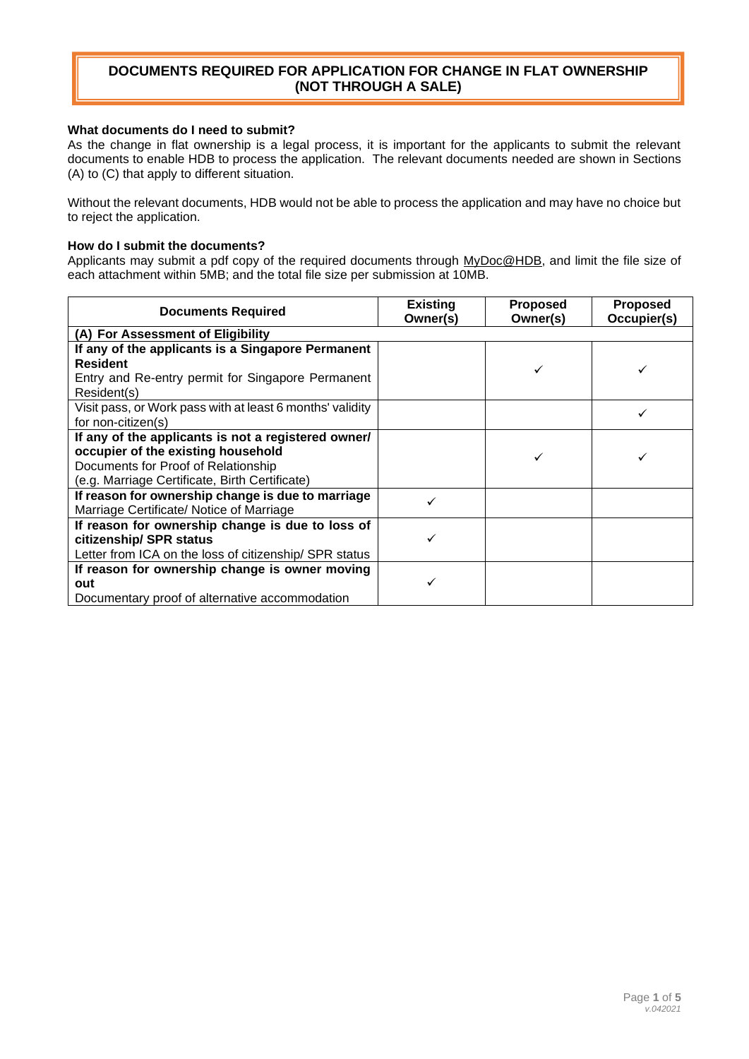# DOCUMENTS REQUIRED FOR APPLICATION FOR CHANGE IN FLAT OWNERSHIP (NOT THROUGH A SALE)

**What documents do I need to submit?**

As the change in flat ownership is a legal process, it is important for the applicants to submit the relevant documents to enable HDB to process the application. The relevant documents needed are shown in Sections (A) to (C) that apply to different situation.

Without the relevant documents, HDB would not be able to process the application and may have no choice but to reject the application.

**How do I submit the documents?**

Applicants may submit a pdf copy of the required documents through MyDoc@HDB, and limit the file size of each attachment within 5MB; and the total file size per submission at 10MB.

| Documents Required | Existing Owner(s) | Proposed Owner(s) | Proposed Occupier(s) |
|---|---|---|---|
| **(A) For Assessment of Eligibility** | | | |
| **If any of the applicants is a Singapore Permanent Resident**<br>Entry and Re-entry permit for Singapore Permanent Resident(s) | | ✓ | ✓ |
| Visit pass, or Work pass with at least 6 months' validity for non-citizen(s) | | | ✓ |
| **If any of the applicants is not a registered owner/ occupier of the existing household**<br>Documents for Proof of Relationship<br>(e.g. Marriage Certificate, Birth Certificate) | | ✓ | ✓ |
| **If reason for ownership change is due to marriage**<br>Marriage Certificate/ Notice of Marriage | ✓ | | |
| **If reason for ownership change is due to loss of citizenship/ SPR status**<br>Letter from ICA on the loss of citizenship/ SPR status | ✓ | | |
| **If reason for ownership change is owner moving out**<br>Documentary proof of alternative accommodation | ✓ | | |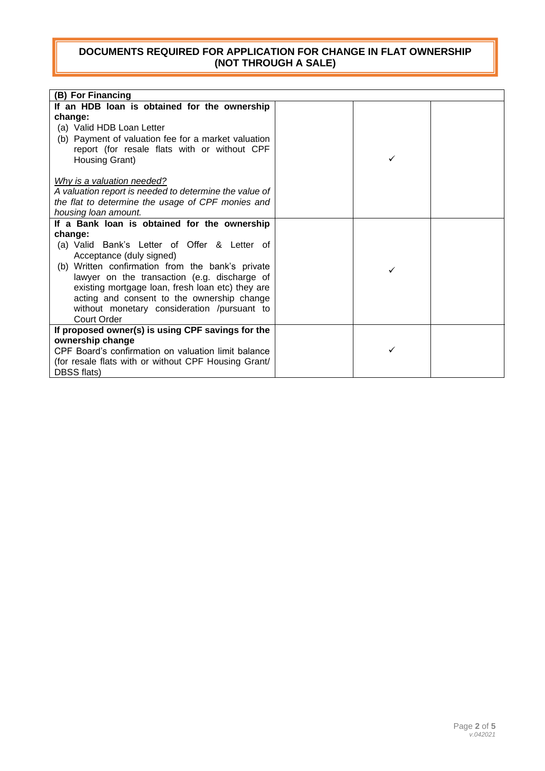# DOCUMENTS REQUIRED FOR APPLICATION FOR CHANGE IN FLAT OWNERSHIP (NOT THROUGH A SALE)

| **(B) For Financing** | | | |
|---|---|---|---|
| **If an HDB loan is obtained for the ownership change:**<br>(a) Valid HDB Loan Letter<br>(b) Payment of valuation fee for a market valuation report (for resale flats with or without CPF Housing Grant)<br><br>*Why is a valuation needed?*<br>*A valuation report is needed to determine the value of the flat to determine the usage of CPF monies and housing loan amount.* | | ✓ | |
| **If a Bank loan is obtained for the ownership change:**<br>(a) Valid Bank's Letter of Offer & Letter of Acceptance (duly signed)<br>(b) Written confirmation from the bank's private lawyer on the transaction (e.g. discharge of existing mortgage loan, fresh loan etc) they are acting and consent to the ownership change without monetary consideration /pursuant to Court Order | | ✓ | |
| **If proposed owner(s) is using CPF savings for the ownership change**<br>CPF Board's confirmation on valuation limit balance (for resale flats with or without CPF Housing Grant/ DBSS flats) | | ✓ | |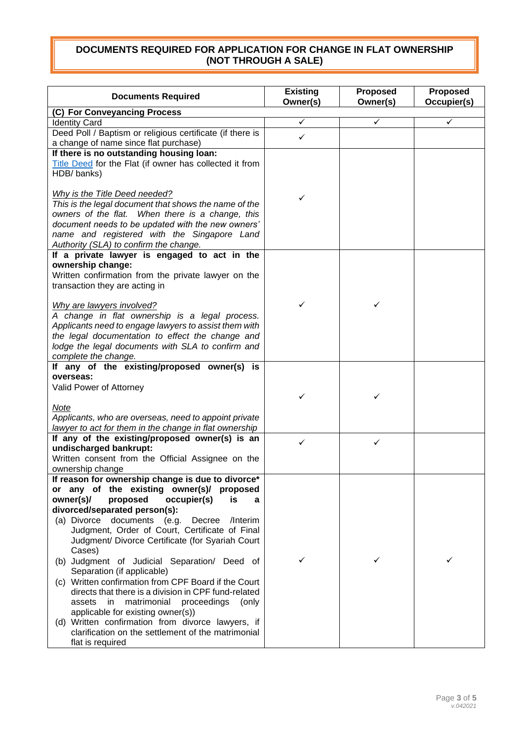## DOCUMENTS REQUIRED FOR APPLICATION FOR CHANGE IN FLAT OWNERSHIP (NOT THROUGH A SALE)

| Documents Required | Existing Owner(s) | Proposed Owner(s) | Proposed Occupier(s) |
|---|---|---|---|
| **(C) For Conveyancing Process** | | | |
| Identity Card | ✓ | ✓ | ✓ |
| Deed Poll / Baptism or religious certificate (if there is a change of name since flat purchase) | ✓ | | |
| **If there is no outstanding housing loan:** Title Deed for the Flat (if owner has collected it from HDB/ banks)<br><br>*Why is the Title Deed needed?*<br>*This is the legal document that shows the name of the owners of the flat. When there is a change, this document needs to be updated with the new owners' name and registered with the Singapore Land Authority (SLA) to confirm the change.* | ✓ | | |
| **If a private lawyer is engaged to act in the ownership change:** Written confirmation from the private lawyer on the transaction they are acting in<br><br>*Why are lawyers involved?*<br>*A change in flat ownership is a legal process. Applicants need to engage lawyers to assist them with the legal documentation to effect the change and lodge the legal documents with SLA to confirm and complete the change.* | ✓ | ✓ | |
| **If any of the existing/proposed owner(s) is overseas:** Valid Power of Attorney<br><br>*Note*<br>*Applicants, who are overseas, need to appoint private lawyer to act for them in the change in flat ownership* | ✓ | ✓ | |
| **If any of the existing/proposed owner(s) is an undischarged bankrupt:** Written consent from the Official Assignee on the ownership change | ✓ | ✓ | |
| **If reason for ownership change is due to divorce\* or any of the existing owner(s)/ proposed owner(s)/ proposed occupier(s) is a divorced/separated person(s):**<br>(a) Divorce documents (e.g. Decree /Interim Judgment, Order of Court, Certificate of Final Judgment/ Divorce Certificate (for Syariah Court Cases)<br>(b) Judgment of Judicial Separation/ Deed of Separation (if applicable)<br>(c) Written confirmation from CPF Board if the Court directs that there is a division in CPF fund-related assets in matrimonial proceedings (only applicable for existing owner(s))<br>(d) Written confirmation from divorce lawyers, if clarification on the settlement of the matrimonial flat is required | ✓ | ✓ | ✓ |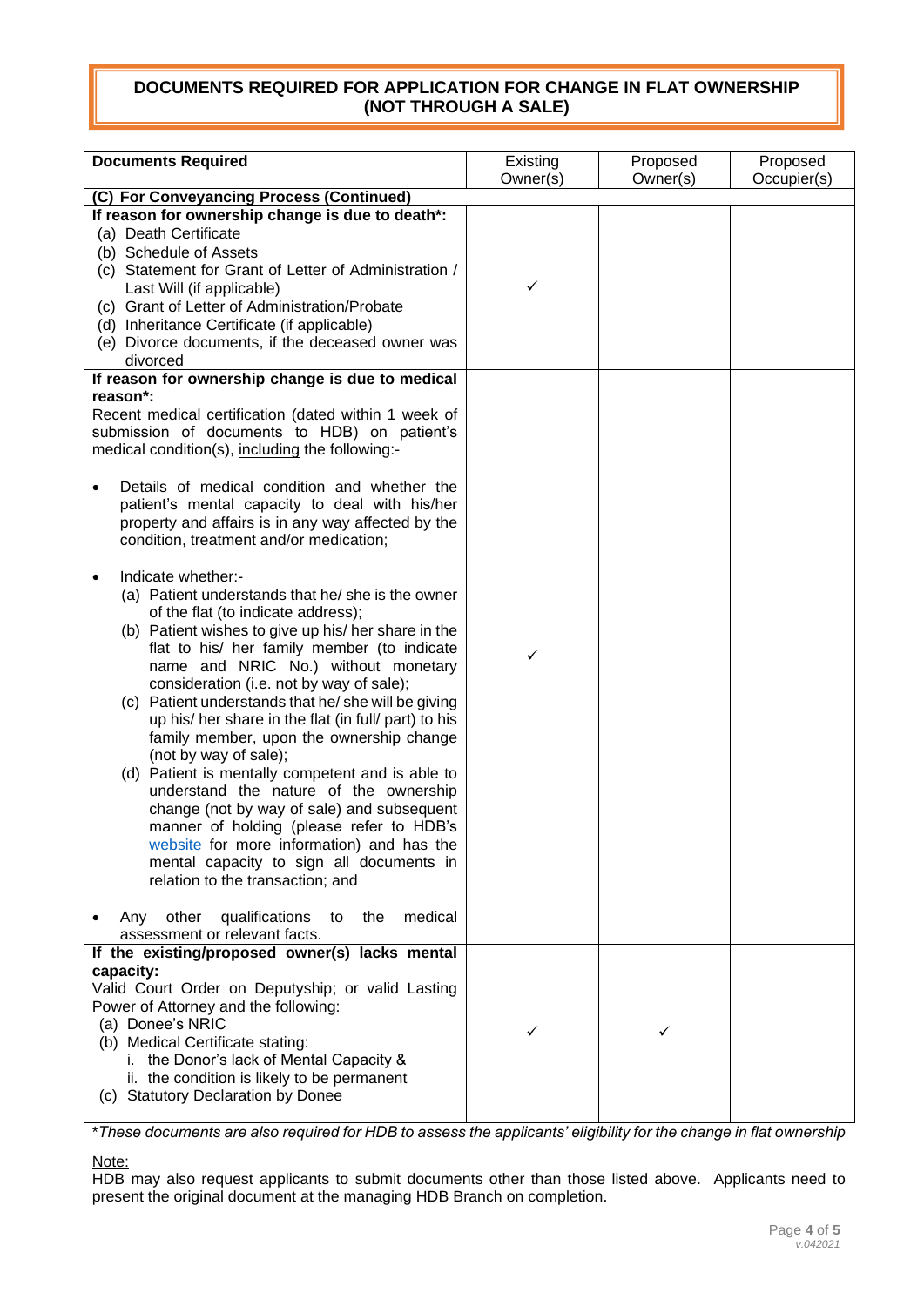## DOCUMENTS REQUIRED FOR APPLICATION FOR CHANGE IN FLAT OWNERSHIP (NOT THROUGH A SALE)

| Documents Required | Existing Owner(s) | Proposed Owner(s) | Proposed Occupier(s) |
|---|---|---|---|
| **(C) For Conveyancing Process (Continued)** | | | |
| **If reason for ownership change is due to death*:**<br>(a) Death Certificate<br>(b) Schedule of Assets<br>(c) Statement for Grant of Letter of Administration / Last Will (if applicable)<br>(c) Grant of Letter of Administration/Probate<br>(d) Inheritance Certificate (if applicable)<br>(e) Divorce documents, if the deceased owner was divorced | ✓ | | |
| **If reason for ownership change is due to medical reason*:**<br>Recent medical certification (dated within 1 week of submission of documents to HDB) on patient's medical condition(s), <u>including</u> the following:-<br>• Details of medical condition and whether the patient's mental capacity to deal with his/her property and affairs is in any way affected by the condition, treatment and/or medication;<br>• Indicate whether:-<br>(a) Patient understands that he/ she is the owner of the flat (to indicate address);<br>(b) Patient wishes to give up his/ her share in the flat to his/ her family member (to indicate name and NRIC No.) without monetary consideration (i.e. not by way of sale);<br>(c) Patient understands that he/ she will be giving up his/ her share in the flat (in full/ part) to his family member, upon the ownership change (not by way of sale);<br>(d) Patient is mentally competent and is able to understand the nature of the ownership change (not by way of sale) and subsequent manner of holding (please refer to HDB's website for more information) and has the mental capacity to sign all documents in relation to the transaction; and<br>• Any other qualifications to the medical assessment or relevant facts. | ✓ | | |
| **If the existing/proposed owner(s) lacks mental capacity:**<br>Valid Court Order on Deputyship; or valid Lasting Power of Attorney and the following:<br>(a) Donee's NRIC<br>(b) Medical Certificate stating:<br>i. the Donor's lack of Mental Capacity &<br>ii. the condition is likely to be permanent<br>(c) Statutory Declaration by Donee | ✓ | ✓ | |

**These documents are also required for HDB to assess the applicants' eligibility for the change in flat ownership*

<u>Note:</u>
HDB may also request applicants to submit documents other than those listed above. Applicants need to present the original document at the managing HDB Branch on completion.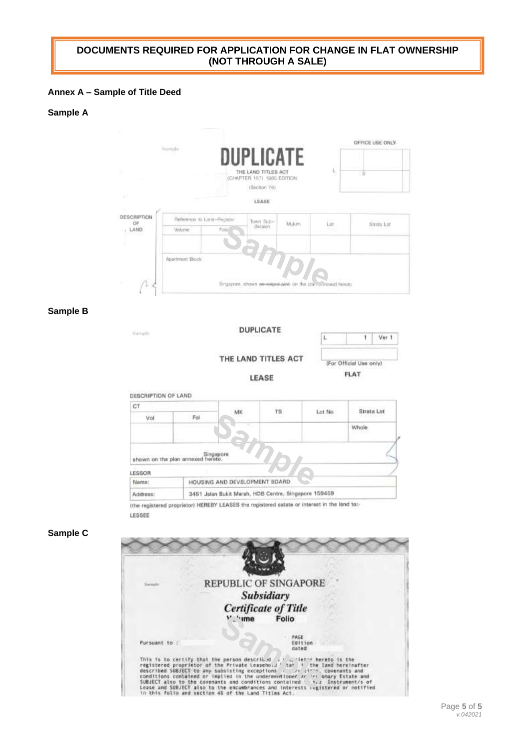# DOCUMENTS REQUIRED FOR APPLICATION FOR CHANGE IN FLAT OWNERSHIP (NOT THROUGH A SALE)

**Annex A – Sample of Title Deed**

**Sample A**

Sample

DUPLICATE

THE LAND TITLES ACT
(CHAPTER 157) 1985 EDITION
(Section 76)

LEASE

OFFICE USE ONLY

| DESCRIPTION OF LAND | Reference to Land-Register | | Town Sub-division | Mukim | Lot | Strata Lot |
|---|---|---|---|---|---|---|
| | Volume | Folio | | | | |
| | | | | | | |
| | Apartment Block | | | | | |
| | Singapore shown ~~as edged pink~~ on the plan annexed hereto. | | | | | |

**Sample B**

Sample

DUPLICATE

THE LAND TITLES ACT

LEASE

| L | 1 | Ver 1 |
|---|---|---|

(For Official Use only)

FLAT

DESCRIPTION OF LAND

| CT | | MK | TS | Lot No | Strata Lot |
|---|---|---|---|---|---|
| Vol | Fol | | | | |
| | | | | | Whole |
| shown on the plan annexed hereto. Singapore | | | | | |

LESSOR

| | |
|---|---|
| Name: | HOUSING AND DEVELOPMENT BOARD |
| Address: | 3451 Jalan Bukit Merah, HDB Centre, Singapore 159459 |

(the registered proprietor) HEREBY LEASES the registered estate or interest in the land to:-

LESSEE

**Sample C**

Sample

REPUBLIC OF SINGAPORE

*Subsidiary*

*Certificate of Title*

Volume Folio

Pursuant to :

PAGE
Edition
dated

This is to certify that the person described ... hereto is the registered proprietor of the Private Leasehold ... the land hereinafter described SUBJECT to any subsisting exceptions ... covenants and conditions contained or implied in the undermentioned ... Estate and SUBJECT also to the covenants and conditions contained ... Instrument/s of Lease and SUBJECT also to the encumbrances and interests registered or notified in this folio and section 46 of the Land Titles Act.